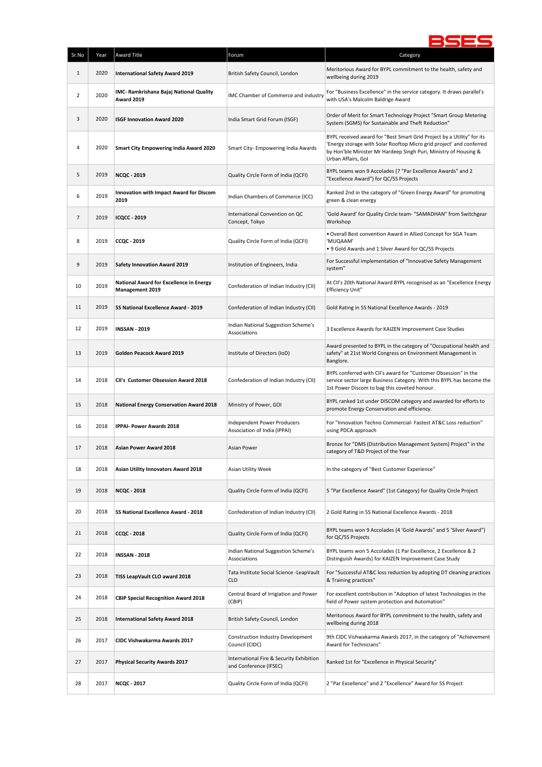BSES

| Sr.No | Year | Award Title | Forum | Category |
|---|---|---|---|---|
| 1 | 2020 | **International Safety Award 2019** | British Safety Council, London | Meritorious Award for BYPL commitment to the health, safety and wellbeing during 2019 |
| 2 | 2020 | **IMC- Ramkrishana Bajaj National Quality Award 2019** | IMC Chamber of Commerce and industry | For "Business Excellence" in the service category. It draws parallel's with USA's Malcolm Baldrige Award |
| 3 | 2020 | **ISGF Innovation Award 2020** | India Smart Grid Forum (ISGF) | Order of Merit for Smart Technology Project "Smart Group Metering System (SGMS) for Sustainable and Theft Reduction" |
| 4 | 2020 | **Smart City Empowering India Award 2020** | Smart City- Empowering India Awards | BYPL received award for "Best Smart Grid Project by a Utility" for its 'Energy storage with Solar Rooftop Micro grid project' and conferred by Hon'ble Minister Mr Hardeep Singh Puri, Ministry of Housing & Urban Affairs, GoI |
| 5 | 2019 | **NCQC - 2019** | Quality Circle Form of India (QCFI) | BYPL teams won 9 Accolades (7 "Par Excellence Awards" and 2 "Excellence Award") for QC/5S Projects |
| 6 | 2019 | **Innovation with Impact Award for Discom 2019** | Indian Chambers of Commerce (ICC) | Ranked 2nd in the category of "Green Energy Award" for promoting green & clean energy |
| 7 | 2019 | **ICQCC - 2019** | International Convention on QC Concept, Tokyo | 'Gold Award' for Quality Circle team- "SAMADHAN" from Switchgear Workshop |
| 8 | 2019 | **CCQC - 2019** | Quality Circle Form of India (QCFI) | • Overall Best convention Award in Allied Concept for SGA Team 'MUQAAM'<br>• 9 Gold Awards and 1 Silver Award for QC/5S Projects |
| 9 | 2019 | **Safety Innovation Award 2019** | Institution of Engineers, India | For Successful implementation of "Innovative Safety Management system" |
| 10 | 2019 | **National Award for Excellence in Energy Management 2019** | Confederation of Indian Industry (CII) | At CII's 20th National Award BYPL recognised as an "Excellence Energy Efficiency Unit" |
| 11 | 2019 | **5S National Excellence Award - 2019** | Confederation of Indian Industry (CII) | Gold Rating in 5S National Excellence Awards - 2019 |
| 12 | 2019 | **INSSAN - 2019** | Indian National Suggestion Scheme's Associations | 3 Excellence Awards for KAIZEN Improvement Case Studies |
| 13 | 2019 | **Golden Peacock Award 2019** | Institute of Directors (IoD) | Award presented to BYPL in the category of "Occupational health and safety" at 21st World Congress on Environment Management in Banglore. |
| 14 | 2018 | **CII's Customer Obsession Award 2018** | Confederation of Indian Industry (CII) | BYPL conferred with CII's award for "Customer Obsession" in the service sector large Business Category. With this BYPL has become the 1st Power Discom to bag this coveted honour. |
| 15 | 2018 | **National Energy Conservation Award 2018** | Ministry of Power, GOI | BYPL ranked 1st under DISCOM category and awarded for efforts to promote Energy Conservation and efficiency. |
| 16 | 2018 | **IPPAI- Power Awards 2018** | Independent Power Producers Association of India (IPPAI) | For "Innovation Techno Commercial- Fastest AT&C Loss reduction" using PDCA approach |
| 17 | 2018 | **Asian Power Award 2018** | Asian Power | Bronze for "DMS (Distribution Management System) Project" in the category of T&D Project of the Year |
| 18 | 2018 | **Asian Utility Innovators Award 2018** | Asian Utility Week | In the category of "Best Customer Experience" |
| 19 | 2018 | **NCQC - 2018** | Quality Circle Form of India (QCFI) | 5 "Par Excellence Award" (1st Category) for Quality Circle Project |
| 20 | 2018 | **5S National Excellence Award - 2018** | Confederation of Indian Industry (CII) | 2 Gold Rating in 5S National Excellence Awards - 2018 |
| 21 | 2018 | **CCQC - 2018** | Quality Circle Form of India (QCFI) | BYPL teams won 9 Accolades (4 'Gold Awards" and 5 'Silver Award") for QC/5S Projects |
| 22 | 2018 | **INSSAN - 2018** | Indian National Suggestion Scheme's Associations | BYPL teams won 5 Accolades (1 Par Excellence, 2 Excellence & 2 Distinguish Awards) for KAIZEN Improvement Case Study |
| 23 | 2018 | **TISS LeapVault CLO award 2018** | Tata Institute Social Science -LeapVault CLO | For "Successful AT&C loss reduction by adopting DT cleaning practices & Training practices" |
| 24 | 2018 | **CBIP Special Recognition Award 2018** | Central Board of Irrigiation and Power (CBIP) | For excellent contribution in "Adoption of latest Technologies in the field of Power system protection and Automation" |
| 25 | 2018 | **International Safety Award 2018** | British Safety Council, London | Meritorious Award for BYPL commitment to the health, safety and wellbeing during 2018 |
| 26 | 2017 | **CIDC Vishwakarma Awards 2017** | Construction Industry Development Council (CIDC) | 9th CIDC Vishwakarma Awards 2017, in the category of "Achievement Award for Technicians" |
| 27 | 2017 | **Physical Security Awards 2017** | International Fire & Security Exhibition and Conference (IFSEC) | Ranked 1st for "Excellence in Physical Security" |
| 28 | 2017 | **NCQC - 2017** | Quality Circle Form of India (QCFI) | 2 "Par Excellence" and 2 "Excellence" Award for 5S Project |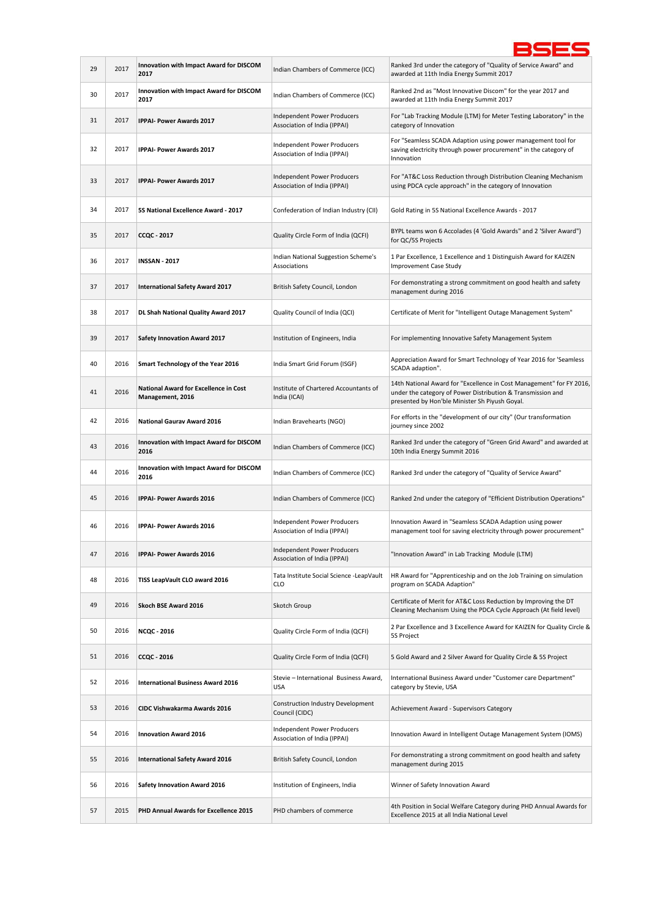| 29 | 2017 | **Innovation with Impact Award for DISCOM 2017** | Indian Chambers of Commerce (ICC) | Ranked 3rd under the category of "Quality of Service Award" and awarded at 11th India Energy Summit 2017 |
|---|---|---|---|---|
| 30 | 2017 | **Innovation with Impact Award for DISCOM 2017** | Indian Chambers of Commerce (ICC) | Ranked 2nd as "Most Innovative Discom" for the year 2017 and awarded at 11th India Energy Summit 2017 |
| 31 | 2017 | **IPPAI- Power Awards 2017** | Independent Power Producers Association of India (IPPAI) | For "Lab Tracking Module (LTM) for Meter Testing Laboratory" in the category of Innovation |
| 32 | 2017 | **IPPAI- Power Awards 2017** | Independent Power Producers Association of India (IPPAI) | For "Seamless SCADA Adaption using power management tool for saving electricity through power procurement" in the category of Innovation |
| 33 | 2017 | **IPPAI- Power Awards 2017** | Independent Power Producers Association of India (IPPAI) | For "AT&C Loss Reduction through Distribution Cleaning Mechanism using PDCA cycle approach" in the category of Innovation |
| 34 | 2017 | **5S National Excellence Award - 2017** | Confederation of Indian Industry (CII) | Gold Rating in 5S National Excellence Awards - 2017 |
| 35 | 2017 | **CCQC - 2017** | Quality Circle Form of India (QCFI) | BYPL teams won 6 Accolades (4 'Gold Awards" and 2 'Silver Award") for QC/5S Projects |
| 36 | 2017 | **INSSAN - 2017** | Indian National Suggestion Scheme's Associations | 1 Par Excellence, 1 Excellence and 1 Distinguish Award for KAIZEN Improvement Case Study |
| 37 | 2017 | **International Safety Award 2017** | British Safety Council, London | For demonstrating a strong commitment on good health and safety management during 2016 |
| 38 | 2017 | **DL Shah National Quality Award 2017** | Quality Council of India (QCI) | Certificate of Merit for "Intelligent Outage Management System" |
| 39 | 2017 | **Safety Innovation Award 2017** | Institution of Engineers, India | For implementing Innovative Safety Management System |
| 40 | 2016 | **Smart Technology of the Year 2016** | India Smart Grid Forum (ISGF) | Appreciation Award for Smart Technology of Year 2016 for 'Seamless SCADA adaption". |
| 41 | 2016 | **National Award for Excellence in Cost Management, 2016** | Institute of Chartered Accountants of India (ICAI) | 14th National Award for "Excellence in Cost Management" for FY 2016, under the category of Power Distribution & Transmission and presented by Hon'ble Minister Sh Piyush Goyal. |
| 42 | 2016 | **National Gaurav Award 2016** | Indian Bravehearts (NGO) | For efforts in the "development of our city" (Our transformation journey since 2002 |
| 43 | 2016 | **Innovation with Impact Award for DISCOM 2016** | Indian Chambers of Commerce (ICC) | Ranked 3rd under the category of "Green Grid Award" and awarded at 10th India Energy Summit 2016 |
| 44 | 2016 | **Innovation with Impact Award for DISCOM 2016** | Indian Chambers of Commerce (ICC) | Ranked 3rd under the category of "Quality of Service Award" |
| 45 | 2016 | **IPPAI- Power Awards 2016** | Indian Chambers of Commerce (ICC) | Ranked 2nd under the category of "Efficient Distribution Operations" |
| 46 | 2016 | **IPPAI- Power Awards 2016** | Independent Power Producers Association of India (IPPAI) | Innovation Award in "Seamless SCADA Adaption using power management tool for saving electricity through power procurement" |
| 47 | 2016 | **IPPAI- Power Awards 2016** | Independent Power Producers Association of India (IPPAI) | "Innovation Award" in Lab Tracking Module (LTM) |
| 48 | 2016 | **TISS LeapVault CLO award 2016** | Tata Institute Social Science -LeapVault CLO | HR Award for "Apprenticeship and on the Job Training on simulation program on SCADA Adaption" |
| 49 | 2016 | **Skoch BSE Award 2016** | Skotch Group | Certificate of Merit for AT&C Loss Reduction by Improving the DT Cleaning Mechanism Using the PDCA Cycle Approach (At field level) |
| 50 | 2016 | **NCQC - 2016** | Quality Circle Form of India (QCFI) | 2 Par Excellence and 3 Excellence Award for KAIZEN for Quality Circle & 5S Project |
| 51 | 2016 | **CCQC - 2016** | Quality Circle Form of India (QCFI) | 5 Gold Award and 2 Silver Award for Quality Circle & 5S Project |
| 52 | 2016 | **International Business Award 2016** | Stevie – International Business Award, USA | International Business Award under "Customer care Department" category by Stevie, USA |
| 53 | 2016 | **CIDC Vishwakarma Awards 2016** | Construction Industry Development Council (CIDC) | Achievement Award - Supervisors Category |
| 54 | 2016 | **Innovation Award 2016** | Independent Power Producers Association of India (IPPAI) | Innovation Award in Intelligent Outage Management System (IOMS) |
| 55 | 2016 | **International Safety Award 2016** | British Safety Council, London | For demonstrating a strong commitment on good health and safety management during 2015 |
| 56 | 2016 | **Safety Innovation Award 2016** | Institution of Engineers, India | Winner of Safety Innovation Award |
| 57 | 2015 | **PHD Annual Awards for Excellence 2015** | PHD chambers of commerce | 4th Position in Social Welfare Category during PHD Annual Awards for Excellence 2015 at all India National Level |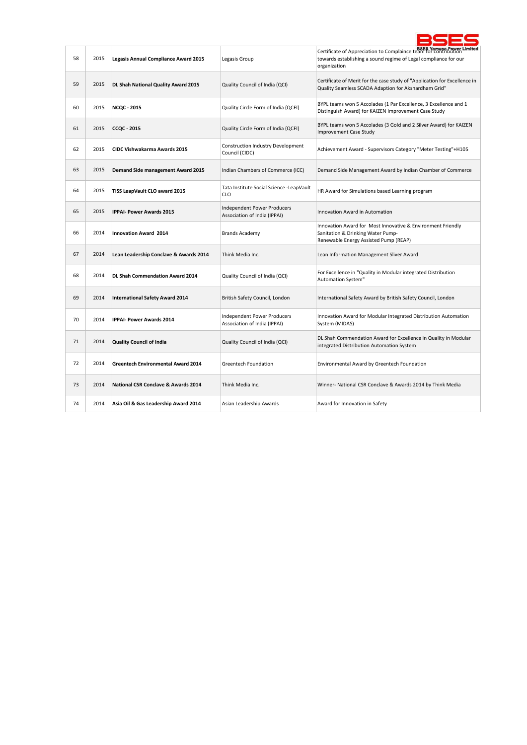| | | | | |
|---|---|---|---|---|
| 58 | 2015 | **Legasis Annual Compliance Award 2015** | Legasis Group | Certificate of Appreciation to Complaince team for contribution towards establishing a sound regime of Legal compliance for our organization |
| 59 | 2015 | **DL Shah National Quality Award 2015** | Quality Council of India (QCI) | Certificate of Merit for the case study of "Application for Excellence in Quality Seamless SCADA Adaption for Akshardham Grid" |
| 60 | 2015 | **NCQC - 2015** | Quality Circle Form of India (QCFI) | BYPL teams won 5 Accolades (1 Par Excellence, 3 Excellence and 1 Distinguish Award) for KAIZEN Improvement Case Study |
| 61 | 2015 | **CCQC - 2015** | Quality Circle Form of India (QCFI) | BYPL teams won 5 Accolades (3 Gold and 2 Silver Award) for KAIZEN Improvement Case Study |
| 62 | 2015 | **CIDC Vishwakarma Awards 2015** | Construction Industry Development Council (CIDC) | Achievement Award - Supervisors Category "Meter Testing"+H105 |
| 63 | 2015 | **Demand Side management Award 2015** | Indian Chambers of Commerce (ICC) | Demand Side Management Award by Indian Chamber of Commerce |
| 64 | 2015 | **TISS LeapVault CLO award 2015** | Tata Institute Social Science -LeapVault CLO | HR Award for Simulations based Learning program |
| 65 | 2015 | **IPPAI- Power Awards 2015** | Independent Power Producers Association of India (IPPAI) | Innovation Award in Automation |
| 66 | 2014 | **Innovation Award 2014** | Brands Academy | Innovation Award for Most Innovative & Environment Friendly Sanitation & Drinking Water Pump- Renewable Energy Assisted Pump (REAP) |
| 67 | 2014 | **Lean Leadership Conclave & Awards 2014** | Think Media Inc. | Lean Information Management Sliver Award |
| 68 | 2014 | **DL Shah Commendation Award 2014** | Quality Council of India (QCI) | For Excellence in "Quality in Modular integrated Distribution Automation System" |
| 69 | 2014 | **International Safety Award 2014** | British Safety Council, London | International Safety Award by British Safety Council, London |
| 70 | 2014 | **IPPAI- Power Awards 2014** | Independent Power Producers Association of India (IPPAI) | Innovation Award for Modular Integrated Distribution Automation System (MIDAS) |
| 71 | 2014 | **Quality Council of India** | Quality Council of India (QCI) | DL Shah Commendation Award for Excellence in Quality in Modular integrated Distribution Automation System |
| 72 | 2014 | **Greentech Environmental Award 2014** | Greentech Foundation | Environmental Award by Greentech Foundation |
| 73 | 2014 | **National CSR Conclave & Awards 2014** | Think Media Inc. | Winner- National CSR Conclave & Awards 2014 by Think Media |
| 74 | 2014 | **Asia Oil & Gas Leadership Award 2014** | Asian Leadership Awards | Award for Innovation in Safety |